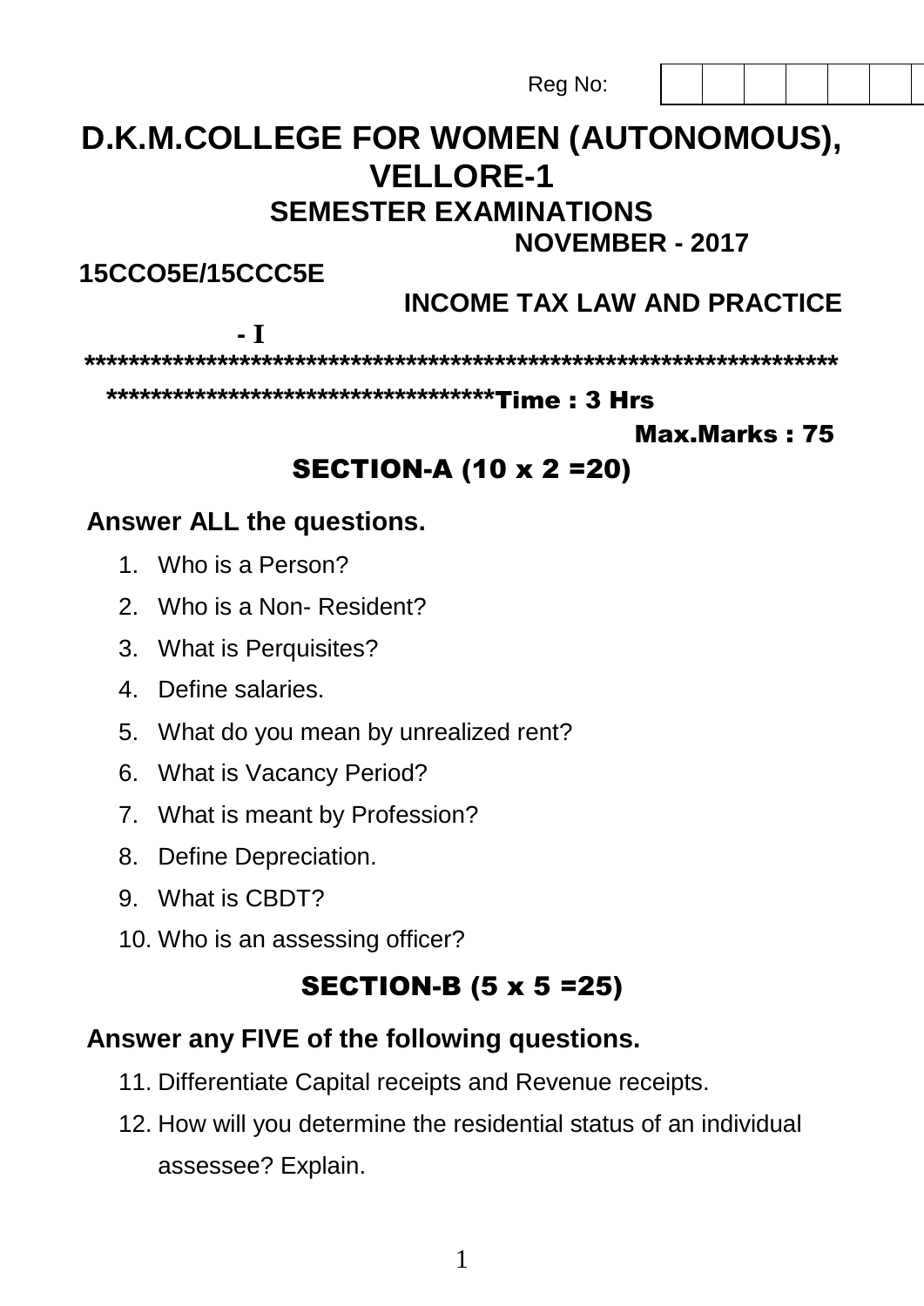Reg No:

# D.K.M.COLLEGE FOR WOMEN (AUTONOMOUS), VELLORE-1

## SEMESTER EXAMINATIONS

**NOVEMBER - 2017**

**15CCO5E/15CCC5E**

**INCOME TAX LAW AND PRACTICE - I**

**************************************************************************************************************

**Time : 3 Hrs**

**Max.Marks : 75**

## SECTION-A (10 x 2 =20)

**Answer ALL the questions.**

1. Who is a Person?
2. Who is a Non- Resident?
3. What is Perquisites?
4. Define salaries.
5. What do you mean by unrealized rent?
6. What is Vacancy Period?
7. What is meant by Profession?
8. Define Depreciation.
9. What is CBDT?
10. Who is an assessing officer?

## SECTION-B (5 x 5 =25)

**Answer any FIVE of the following questions.**

11. Differentiate Capital receipts and Revenue receipts.
12. How will you determine the residential status of an individual assessee? Explain.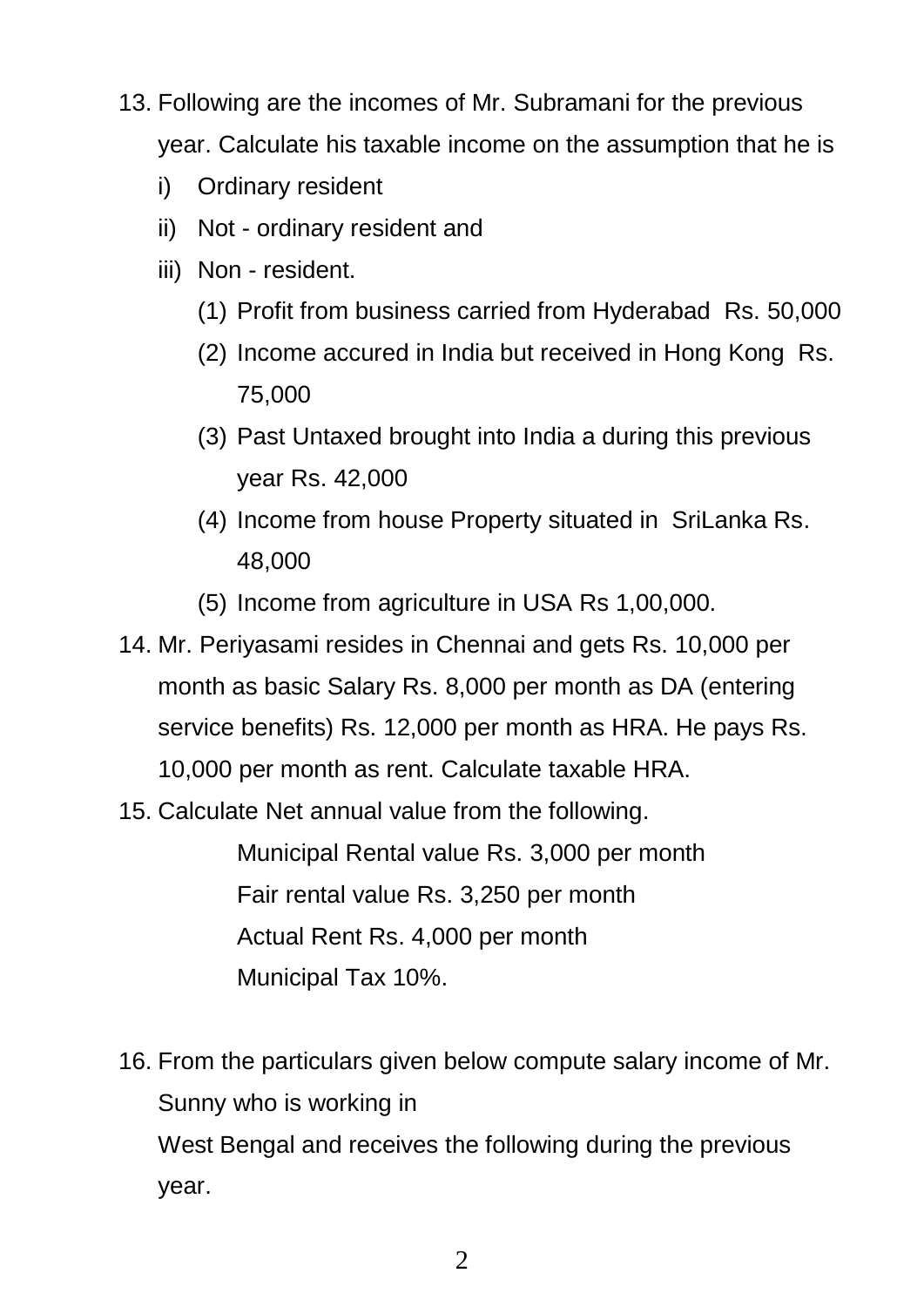13. Following are the incomes of Mr. Subramani for the previous year. Calculate his taxable income on the assumption that he is

    i) Ordinary resident

    ii) Not - ordinary resident and

    iii) Non - resident.

    (1) Profit from business carried from Hyderabad Rs. 50,000

    (2) Income accured in India but received in Hong Kong Rs. 75,000

    (3) Past Untaxed brought into India a during this previous year Rs. 42,000

    (4) Income from house Property situated in SriLanka Rs. 48,000

    (5) Income from agriculture in USA Rs 1,00,000.

14. Mr. Periyasami resides in Chennai and gets Rs. 10,000 per month as basic Salary Rs. 8,000 per month as DA (entering service benefits) Rs. 12,000 per month as HRA. He pays Rs. 10,000 per month as rent. Calculate taxable HRA.

15. Calculate Net annual value from the following.

    Municipal Rental value Rs. 3,000 per month

    Fair rental value Rs. 3,250 per month

    Actual Rent Rs. 4,000 per month

    Municipal Tax 10%.

16. From the particulars given below compute salary income of Mr. Sunny who is working in

    West Bengal and receives the following during the previous year.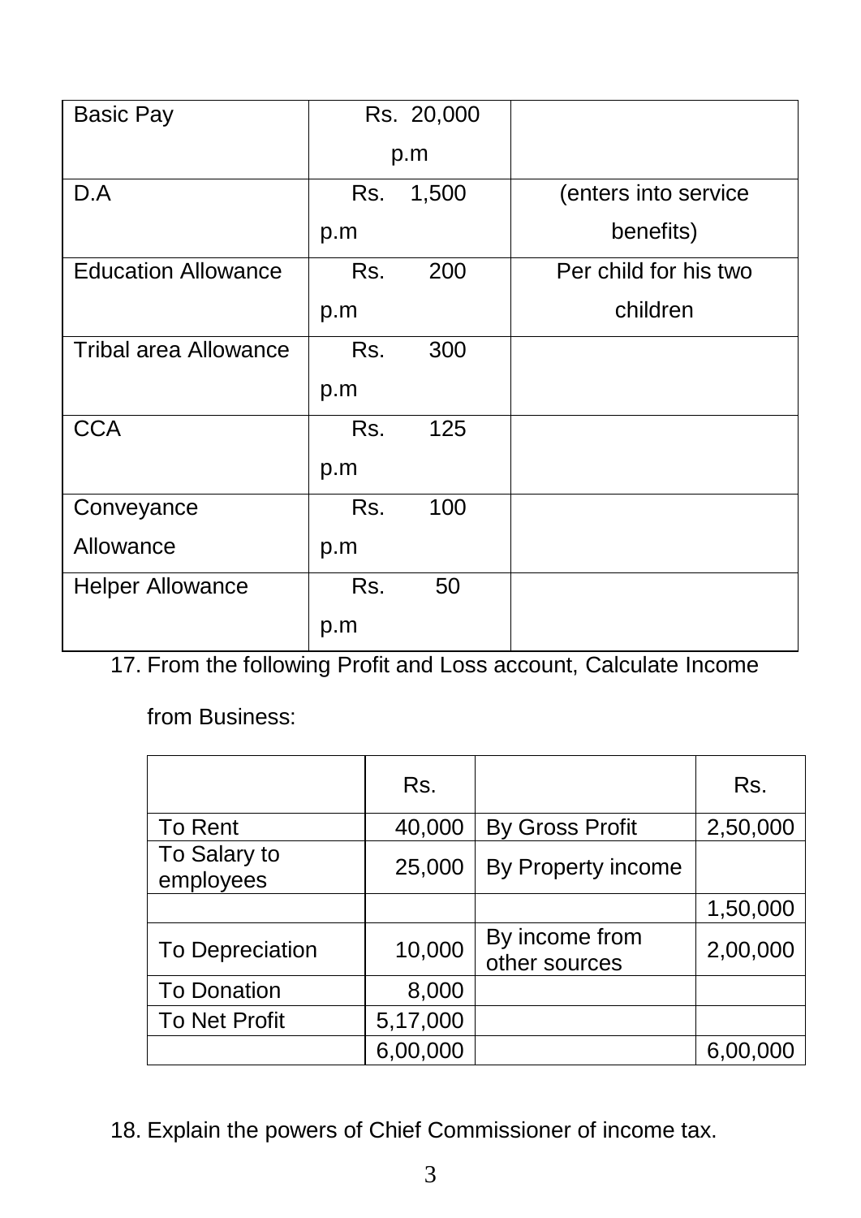| Basic Pay | Rs. 20,000 p.m | |
|---|---|---|
| D.A | Rs. 1,500 p.m | (enters into service benefits) |
| Education Allowance | Rs. 200 p.m | Per child for his two children |
| Tribal area Allowance | Rs. 300 p.m | |
| CCA | Rs. 125 p.m | |
| Conveyance Allowance | Rs. 100 p.m | |
| Helper Allowance | Rs. 50 p.m | |

17. From the following Profit and Loss account, Calculate Income from Business:

| | Rs. | | Rs. |
|---|---|---|---|
| To Rent | 40,000 | By Gross Profit | 2,50,000 |
| To Salary to employees | 25,000 | By Property income | |
| | | | 1,50,000 |
| To Depreciation | 10,000 | By income from other sources | 2,00,000 |
| To Donation | 8,000 | | |
| To Net Profit | 5,17,000 | | |
| | 6,00,000 | | 6,00,000 |

18. Explain the powers of Chief Commissioner of income tax.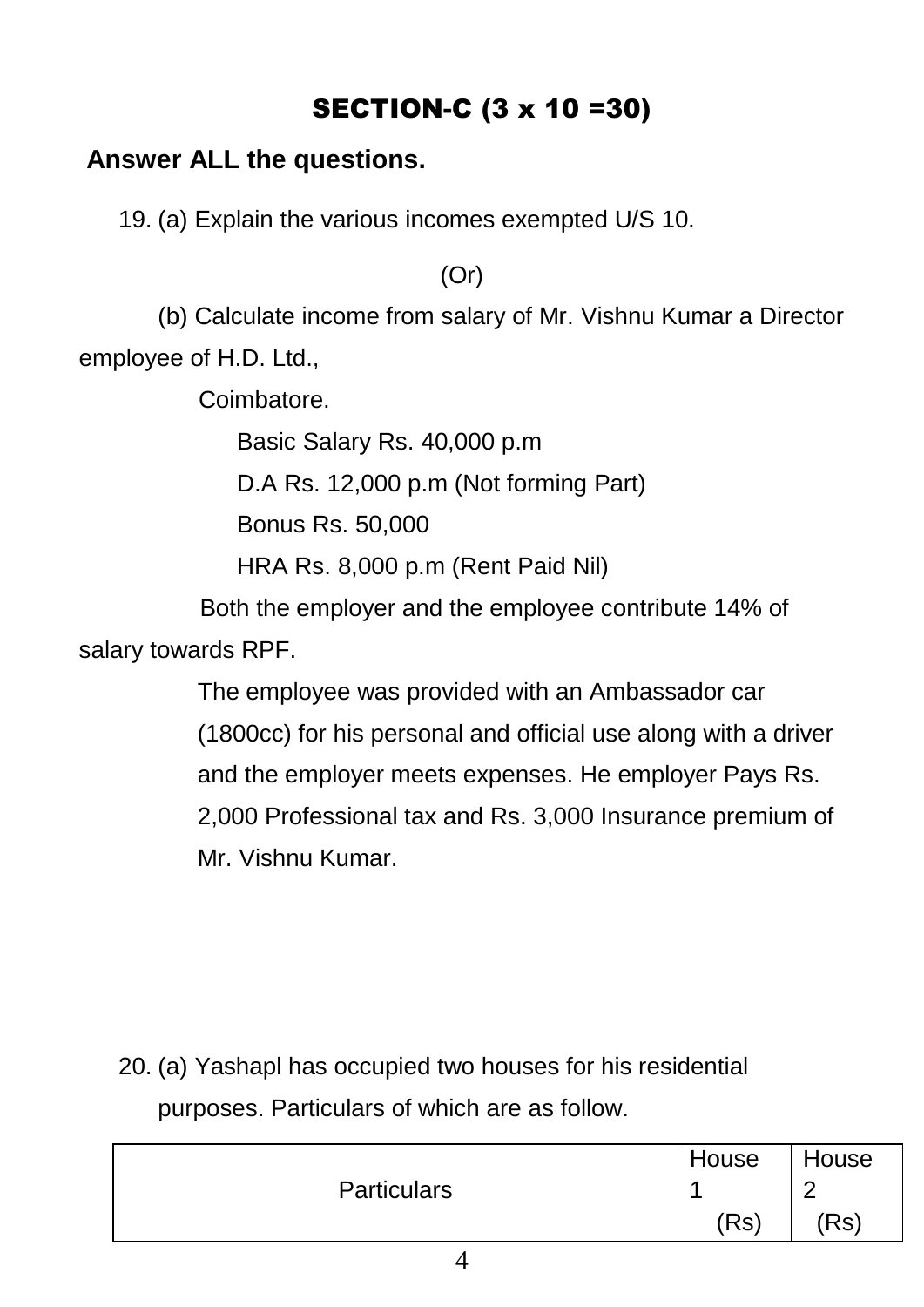## SECTION-C (3 x 10 =30)

**Answer ALL the questions.**

19. (a) Explain the various incomes exempted U/S 10.

(Or)

(b) Calculate income from salary of Mr. Vishnu Kumar a Director employee of H.D. Ltd.,

Coimbatore.

Basic Salary Rs. 40,000 p.m

D.A Rs. 12,000 p.m (Not forming Part)

Bonus Rs. 50,000

HRA Rs. 8,000 p.m (Rent Paid Nil)

Both the employer and the employee contribute 14% of salary towards RPF.

The employee was provided with an Ambassador car (1800cc) for his personal and official use along with a driver and the employer meets expenses. He employer Pays Rs. 2,000 Professional tax and Rs. 3,000 Insurance premium of Mr. Vishnu Kumar.

20. (a) Yashapl has occupied two houses for his residential purposes. Particulars of which are as follow.

| Particulars | House 1 (Rs) | House 2 (Rs) |
|---|---|---|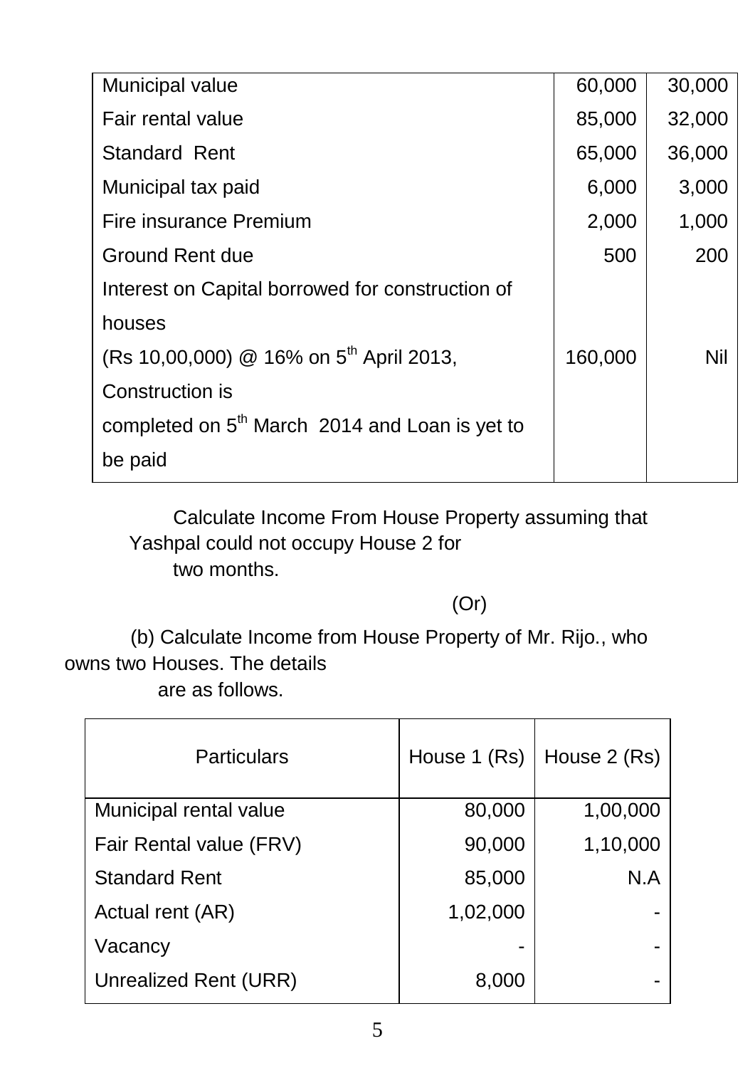| | | |
|---|---|---|
| Municipal value | 60,000 | 30,000 |
| Fair rental value | 85,000 | 32,000 |
| Standard Rent | 65,000 | 36,000 |
| Municipal tax paid | 6,000 | 3,000 |
| Fire insurance Premium | 2,000 | 1,000 |
| Ground Rent due | 500 | 200 |
| Interest on Capital borrowed for construction of houses (Rs 10,00,000) @ 16% on 5th April 2013, Construction is completed on 5th March 2014 and Loan is yet to be paid | 160,000 | Nil |

Calculate Income From House Property assuming that Yashpal could not occupy House 2 for two months.

(Or)

(b) Calculate Income from House Property of Mr. Rijo., who owns two Houses. The details are as follows.

| Particulars | House 1 (Rs) | House 2 (Rs) |
|---|---|---|
| Municipal rental value | 80,000 | 1,00,000 |
| Fair Rental value (FRV) | 90,000 | 1,10,000 |
| Standard Rent | 85,000 | N.A |
| Actual rent (AR) | 1,02,000 | - |
| Vacancy | - | - |
| Unrealized Rent (URR) | 8,000 | - |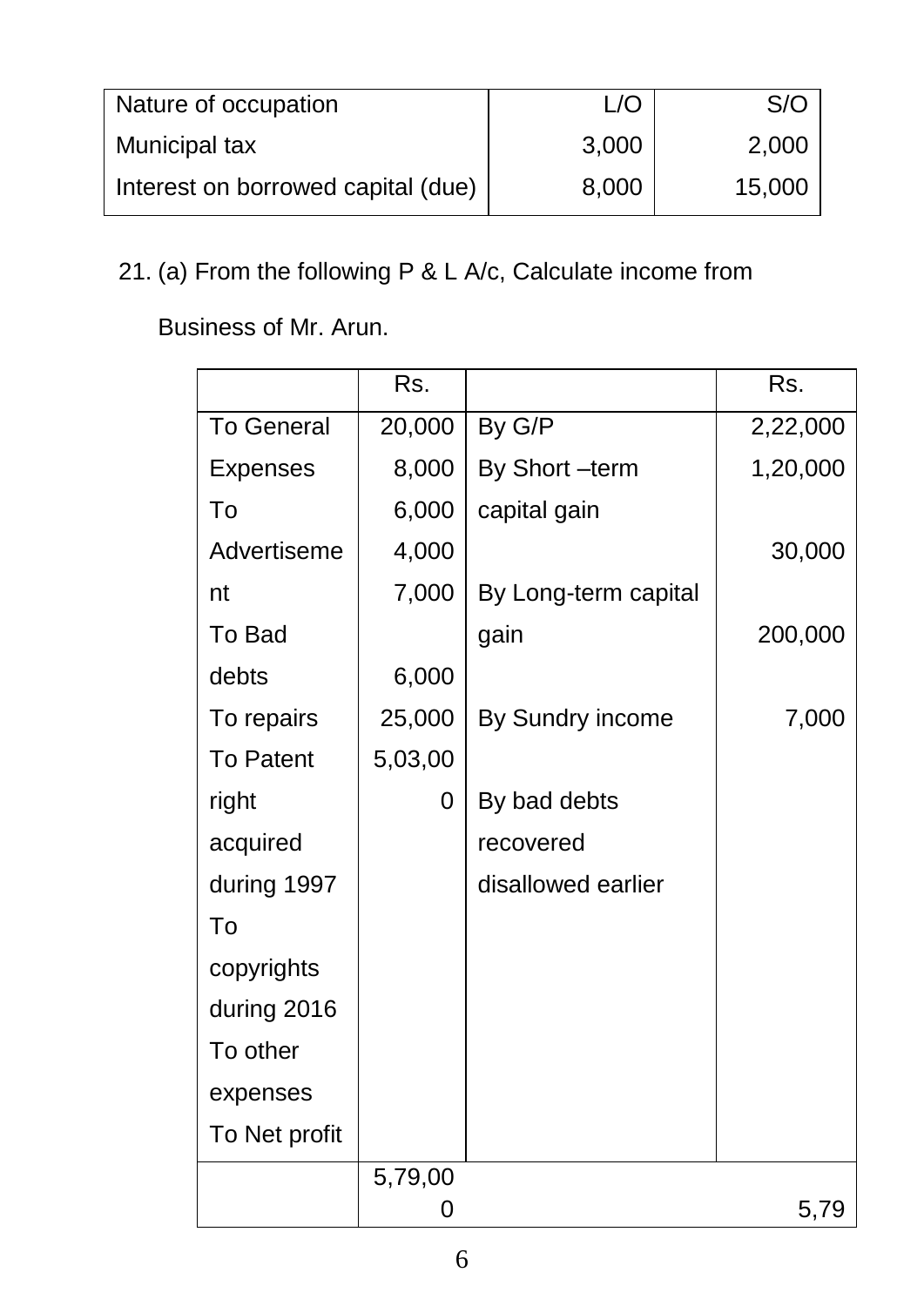| Nature of occupation | L/O | S/O |
|---|---|---|
| Municipal tax | 3,000 | 2,000 |
| Interest on borrowed capital (due) | 8,000 | 15,000 |

21. (a) From the following P & L A/c, Calculate income from Business of Mr. Arun.

| | Rs. | | Rs. |
|---|---|---|---|
| To General Expenses | 20,000 | By G/P | 2,22,000 |
| To Advertisement | 8,000 | By Short –term capital gain | 1,20,000 |
| To Bad debts | 6,000 | By Long-term capital gain | 30,000 |
| To repairs | 4,000 | By Sundry income | 200,000 |
| To Patent right acquired during 1997 | 7,000 | By bad debts recovered disallowed earlier | 7,000 |
| To copyrights during 2016 | 6,000 | | |
| To other expenses | 25,000 | | |
| To Net profit | 5,03,000 | | |
| | 5,79,000 | | 5,79 |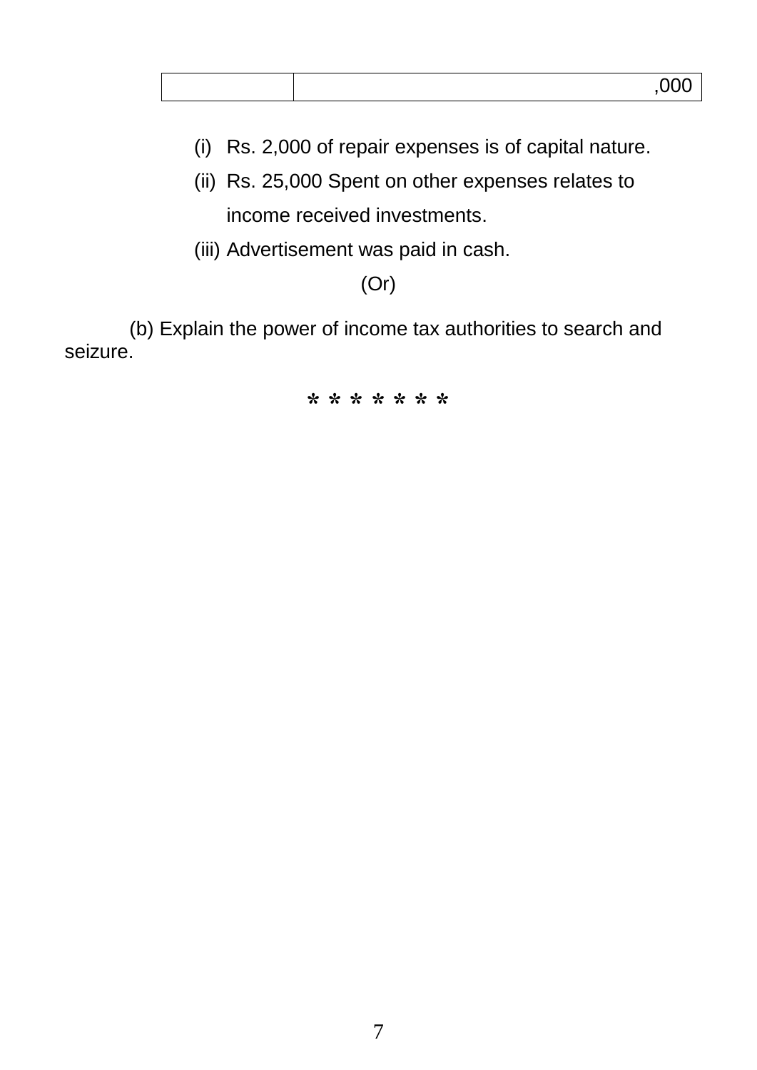| | |
|---|---|
| | ,000 |

(i) Rs. 2,000 of repair expenses is of capital nature.

(ii) Rs. 25,000 Spent on other expenses relates to income received investments.

(iii) Advertisement was paid in cash.

(Or)

(b) Explain the power of income tax authorities to search and seizure.

* * * * * * *